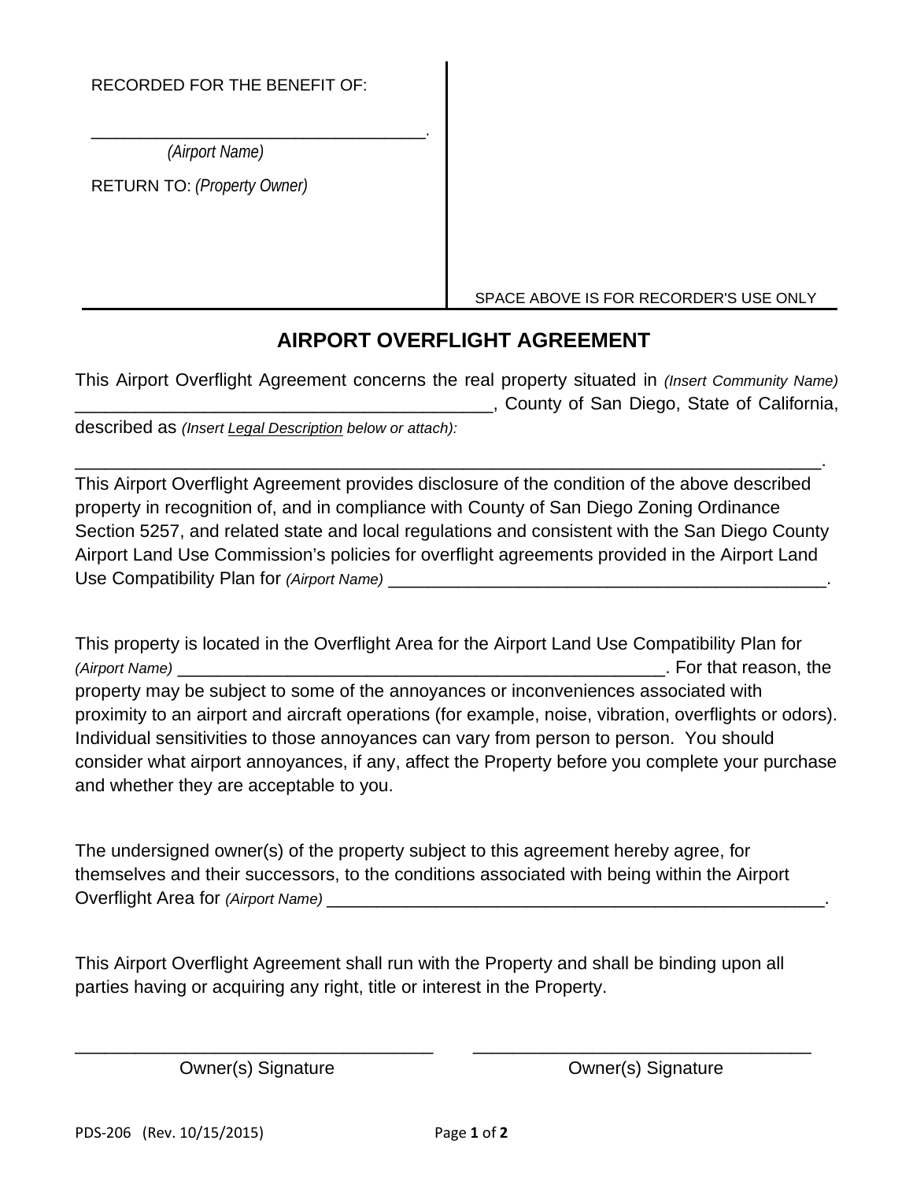RECORDED FOR THE BENEFIT OF:

___________________________________.
*(Airport Name)*

RETURN TO: *(Property Owner)*

SPACE ABOVE IS FOR RECORDER'S USE ONLY

# AIRPORT OVERFLIGHT AGREEMENT

This Airport Overflight Agreement concerns the real property situated in *(Insert Community Name)* __________________________________________, County of San Diego, State of California, described as *(Insert Legal Description below or attach):*

____________________________________________________________________________.

This Airport Overflight Agreement provides disclosure of the condition of the above described property in recognition of, and in compliance with County of San Diego Zoning Ordinance Section 5257, and related state and local regulations and consistent with the San Diego County Airport Land Use Commission's policies for overflight agreements provided in the Airport Land Use Compatibility Plan for *(Airport Name)* _____________________________________________.

This property is located in the Overflight Area for the Airport Land Use Compatibility Plan for *(Airport Name)* ____________________________________________________. For that reason, the property may be subject to some of the annoyances or inconveniences associated with proximity to an airport and aircraft operations (for example, noise, vibration, overflights or odors). Individual sensitivities to those annoyances can vary from person to person. You should consider what airport annoyances, if any, affect the Property before you complete your purchase and whether they are acceptable to you.

The undersigned owner(s) of the property subject to this agreement hereby agree, for themselves and their successors, to the conditions associated with being within the Airport Overflight Area for *(Airport Name)* ____________________________________________________.

This Airport Overflight Agreement shall run with the Property and shall be binding upon all parties having or acquiring any right, title or interest in the Property.

| ___________________________________ | ___________________________________ |
| --- | --- |
| Owner(s) Signature | Owner(s) Signature |

PDS-206 (Rev. 10/15/2015)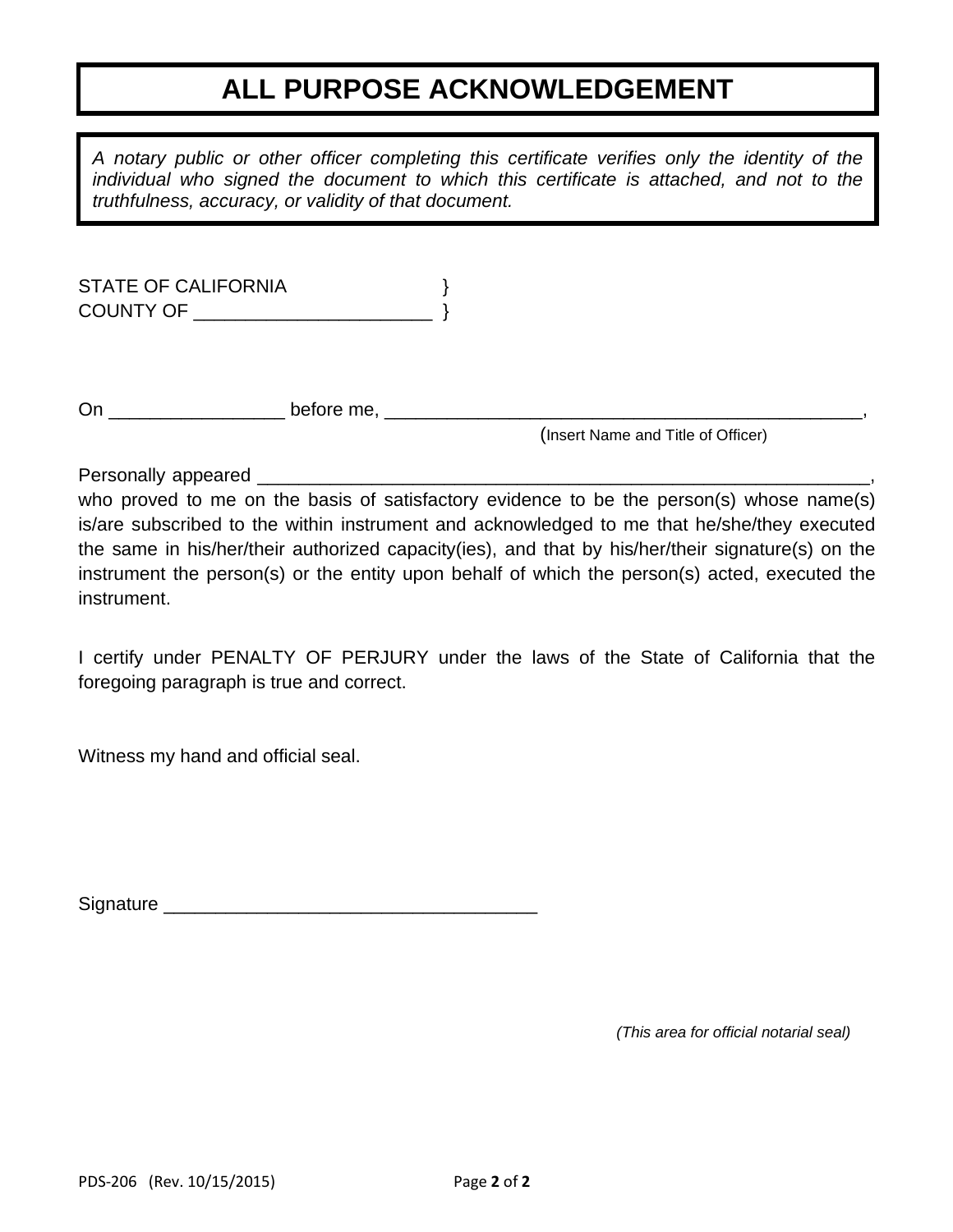# ALL PURPOSE ACKNOWLEDGEMENT

*A notary public or other officer completing this certificate verifies only the identity of the individual who signed the document to which this certificate is attached, and not to the truthfulness, accuracy, or validity of that document.*

STATE OF CALIFORNIA }
COUNTY OF _______________________ }

On _________________ before me, _________________________________________________,
(Insert Name and Title of Officer)

Personally appeared ______________________________________________________________, who proved to me on the basis of satisfactory evidence to be the person(s) whose name(s) is/are subscribed to the within instrument and acknowledged to me that he/she/they executed the same in his/her/their authorized capacity(ies), and that by his/her/their signature(s) on the instrument the person(s) or the entity upon behalf of which the person(s) acted, executed the instrument.

I certify under PENALTY OF PERJURY under the laws of the State of California that the foregoing paragraph is true and correct.

Witness my hand and official seal.

Signature ____________________________________

*(This area for official notarial seal)*

PDS-206 (Rev. 10/15/2015)